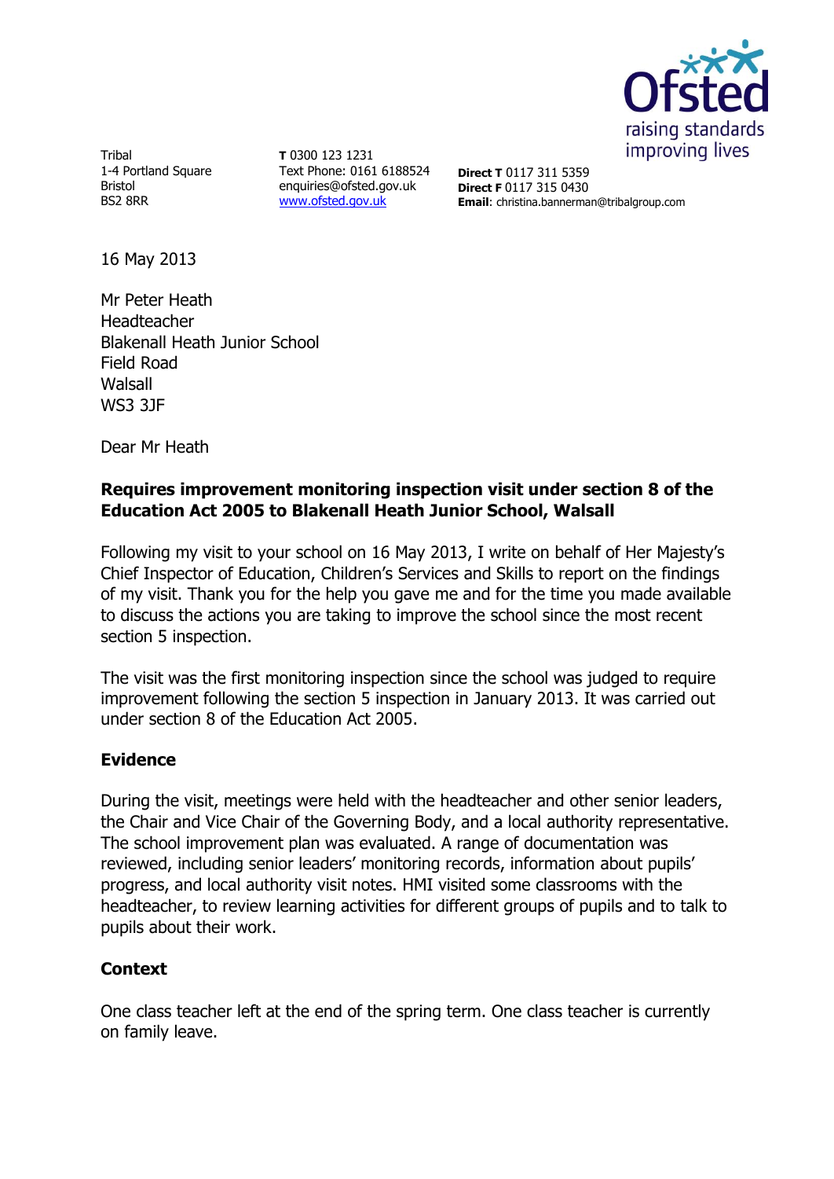Ofsted
raising standards
improving lives

Tribal
1-4 Portland Square
Bristol
BS2 8RR

**T** 0300 123 1231
Text Phone: 0161 6188524
enquiries@ofsted.gov.uk
[www.ofsted.gov.uk](http://www.ofsted.gov.uk)

**Direct T** 0117 311 5359
**Direct F** 0117 315 0430
**Email**: christina.bannerman@tribalgroup.com

16 May 2013

Mr Peter Heath
Headteacher
Blakenall Heath Junior School
Field Road
Walsall
WS3 3JF

Dear Mr Heath

**Requires improvement monitoring inspection visit under section 8 of the Education Act 2005 to Blakenall Heath Junior School, Walsall**

Following my visit to your school on 16 May 2013, I write on behalf of Her Majesty's Chief Inspector of Education, Children's Services and Skills to report on the findings of my visit. Thank you for the help you gave me and for the time you made available to discuss the actions you are taking to improve the school since the most recent section 5 inspection.

The visit was the first monitoring inspection since the school was judged to require improvement following the section 5 inspection in January 2013. It was carried out under section 8 of the Education Act 2005.

## Evidence

During the visit, meetings were held with the headteacher and other senior leaders, the Chair and Vice Chair of the Governing Body, and a local authority representative. The school improvement plan was evaluated. A range of documentation was reviewed, including senior leaders' monitoring records, information about pupils' progress, and local authority visit notes. HMI visited some classrooms with the headteacher, to review learning activities for different groups of pupils and to talk to pupils about their work.

## Context

One class teacher left at the end of the spring term. One class teacher is currently on family leave.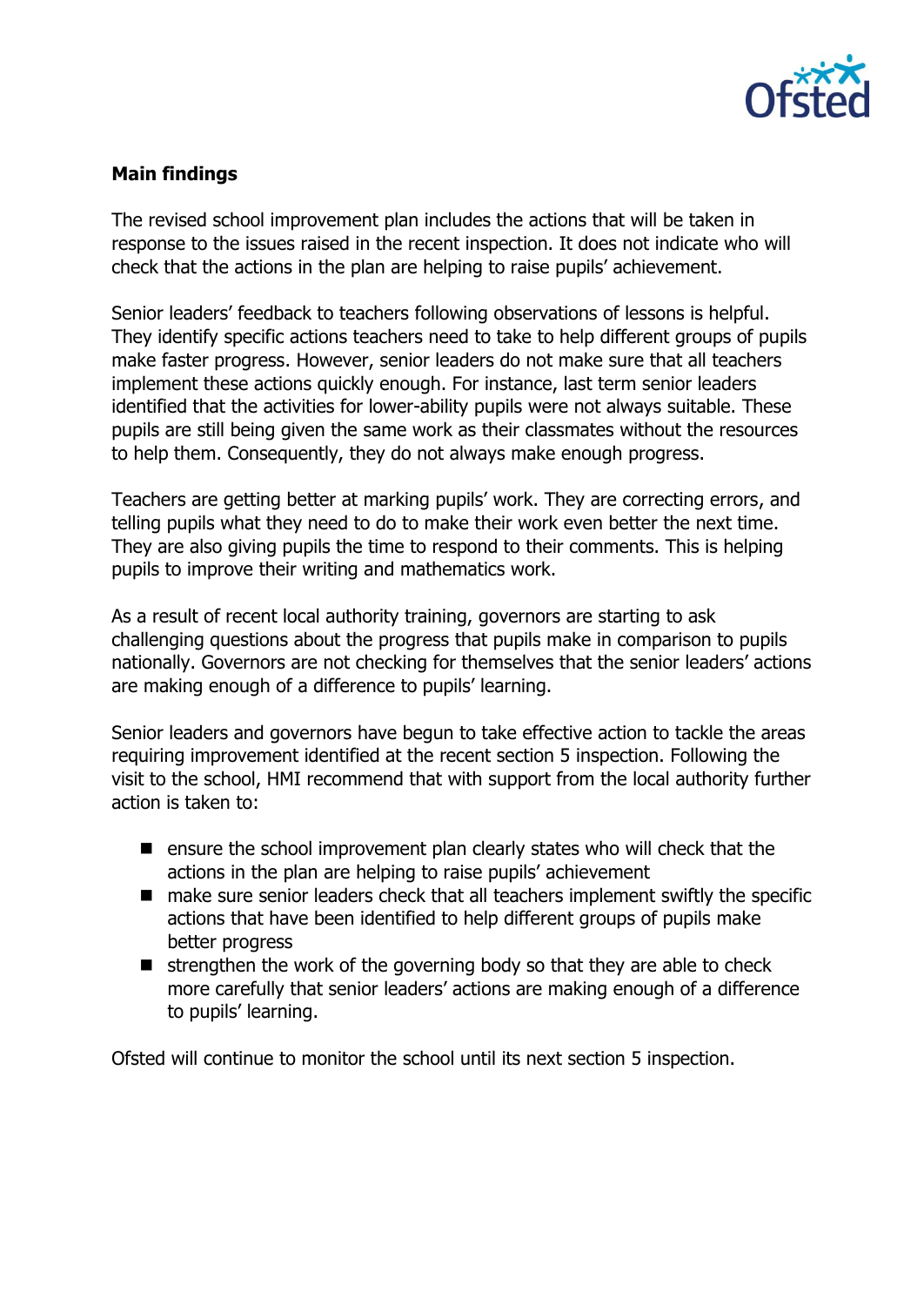**Main findings**

The revised school improvement plan includes the actions that will be taken in response to the issues raised in the recent inspection. It does not indicate who will check that the actions in the plan are helping to raise pupils' achievement.

Senior leaders' feedback to teachers following observations of lessons is helpful. They identify specific actions teachers need to take to help different groups of pupils make faster progress. However, senior leaders do not make sure that all teachers implement these actions quickly enough. For instance, last term senior leaders identified that the activities for lower-ability pupils were not always suitable. These pupils are still being given the same work as their classmates without the resources to help them. Consequently, they do not always make enough progress.

Teachers are getting better at marking pupils' work. They are correcting errors, and telling pupils what they need to do to make their work even better the next time. They are also giving pupils the time to respond to their comments. This is helping pupils to improve their writing and mathematics work.

As a result of recent local authority training, governors are starting to ask challenging questions about the progress that pupils make in comparison to pupils nationally. Governors are not checking for themselves that the senior leaders' actions are making enough of a difference to pupils' learning.

Senior leaders and governors have begun to take effective action to tackle the areas requiring improvement identified at the recent section 5 inspection. Following the visit to the school, HMI recommend that with support from the local authority further action is taken to:

- ensure the school improvement plan clearly states who will check that the actions in the plan are helping to raise pupils' achievement
- make sure senior leaders check that all teachers implement swiftly the specific actions that have been identified to help different groups of pupils make better progress
- strengthen the work of the governing body so that they are able to check more carefully that senior leaders' actions are making enough of a difference to pupils' learning.

Ofsted will continue to monitor the school until its next section 5 inspection.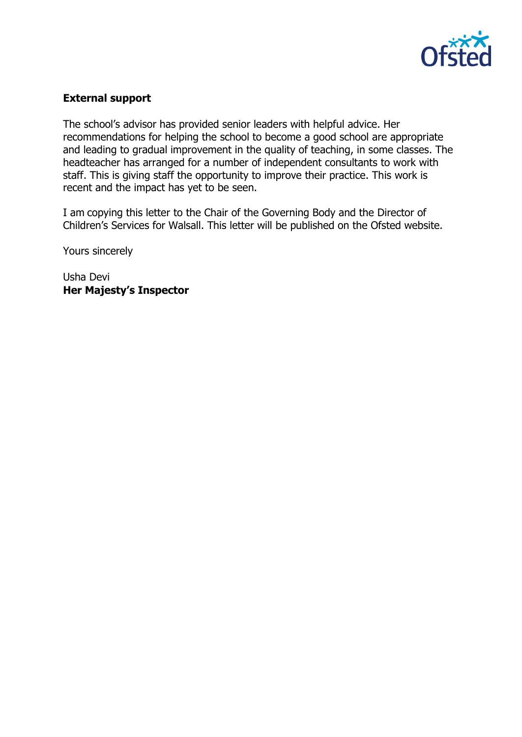**External support**

The school's advisor has provided senior leaders with helpful advice. Her recommendations for helping the school to become a good school are appropriate and leading to gradual improvement in the quality of teaching, in some classes. The headteacher has arranged for a number of independent consultants to work with staff. This is giving staff the opportunity to improve their practice. This work is recent and the impact has yet to be seen.

I am copying this letter to the Chair of the Governing Body and the Director of Children's Services for Walsall. This letter will be published on the Ofsted website.

Yours sincerely

Usha Devi
**Her Majesty's Inspector**